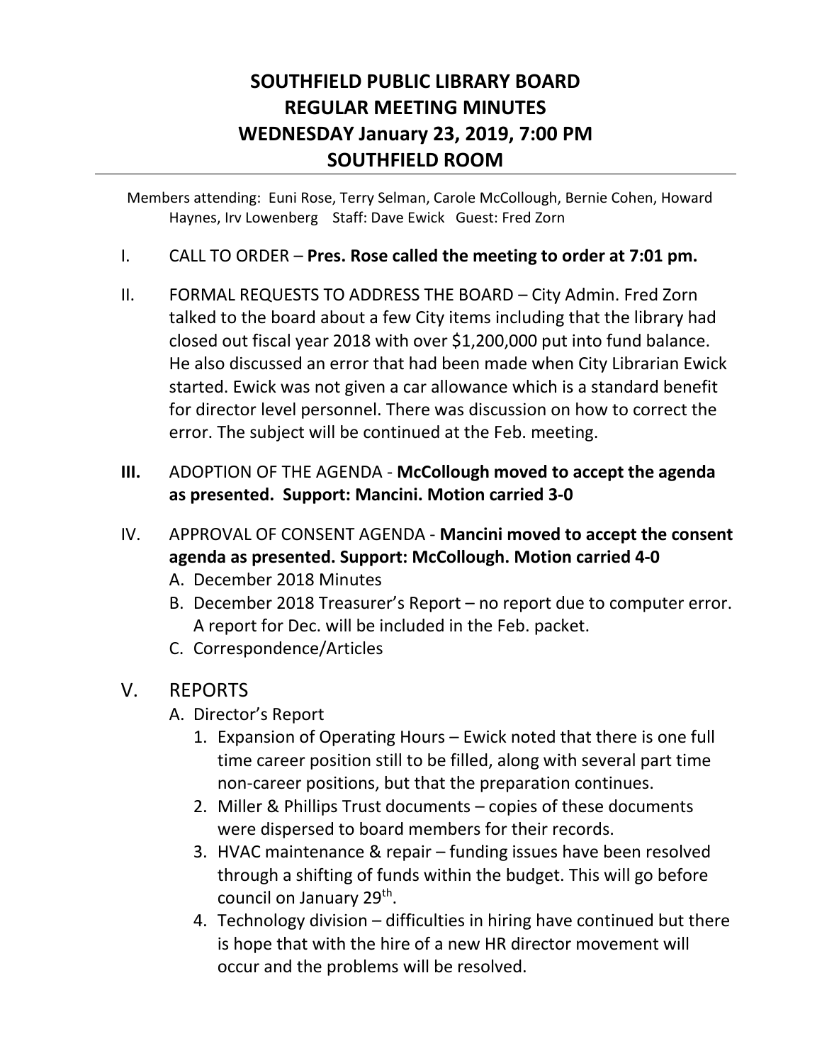# SOUTHFIELD PUBLIC LIBRARY BOARD
# REGULAR MEETING MINUTES
# WEDNESDAY January 23, 2019, 7:00 PM
# SOUTHFIELD ROOM

Members attending: Euni Rose, Terry Selman, Carole McCollough, Bernie Cohen, Howard Haynes, Irv Lowenberg Staff: Dave Ewick Guest: Fred Zorn

I. CALL TO ORDER – **Pres. Rose called the meeting to order at 7:01 pm.**

II. FORMAL REQUESTS TO ADDRESS THE BOARD – City Admin. Fred Zorn talked to the board about a few City items including that the library had closed out fiscal year 2018 with over $1,200,000 put into fund balance. He also discussed an error that had been made when City Librarian Ewick started. Ewick was not given a car allowance which is a standard benefit for director level personnel. There was discussion on how to correct the error. The subject will be continued at the Feb. meeting.

**III.** ADOPTION OF THE AGENDA - **McCollough moved to accept the agenda as presented. Support: Mancini. Motion carried 3-0**

IV. APPROVAL OF CONSENT AGENDA - **Mancini moved to accept the consent agenda as presented. Support: McCollough. Motion carried 4-0**

A. December 2018 Minutes
B. December 2018 Treasurer's Report – no report due to computer error. A report for Dec. will be included in the Feb. packet.
C. Correspondence/Articles

## V. REPORTS

A. Director's Report
1. Expansion of Operating Hours – Ewick noted that there is one full time career position still to be filled, along with several part time non-career positions, but that the preparation continues.
2. Miller & Phillips Trust documents – copies of these documents were dispersed to board members for their records.
3. HVAC maintenance & repair – funding issues have been resolved through a shifting of funds within the budget. This will go before council on January 29th.
4. Technology division – difficulties in hiring have continued but there is hope that with the hire of a new HR director movement will occur and the problems will be resolved.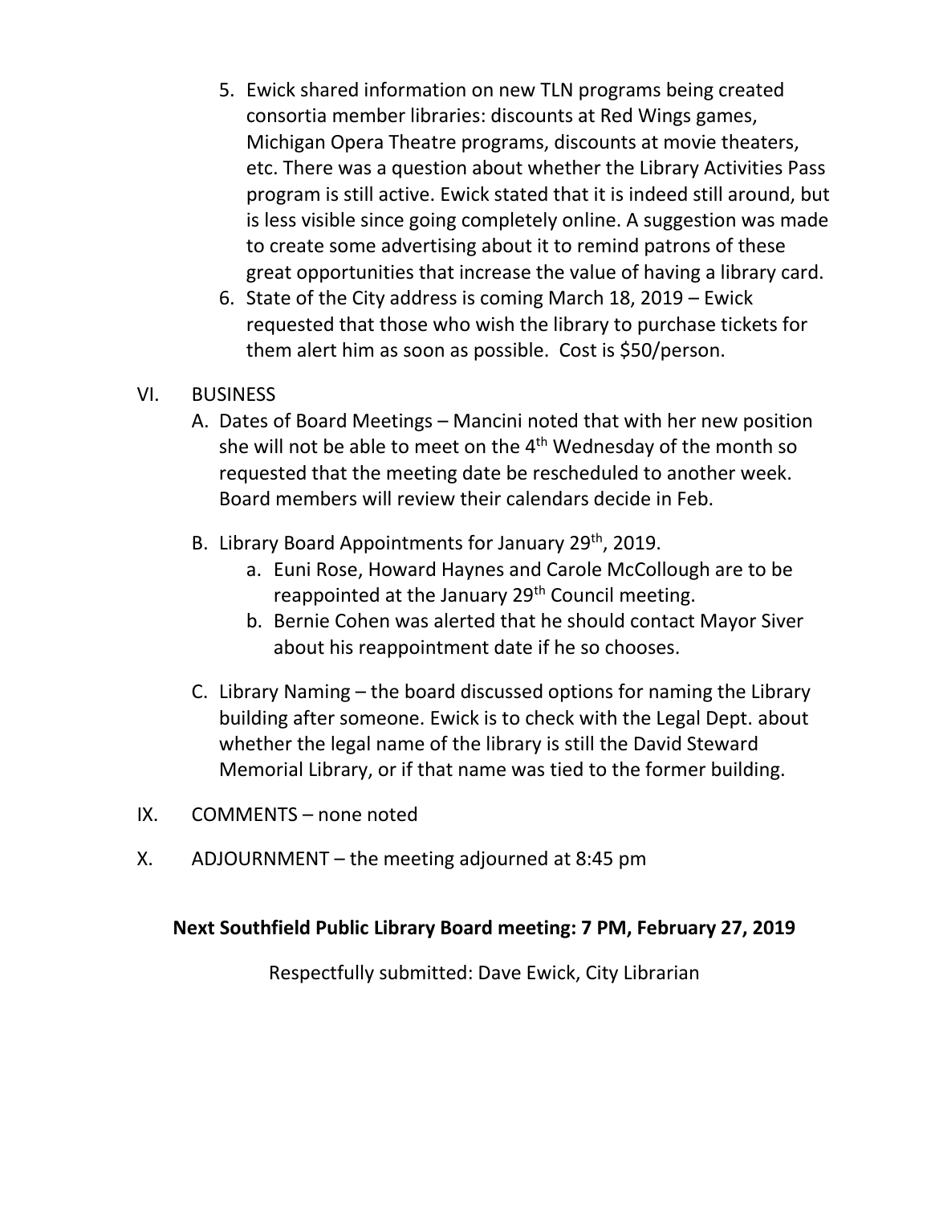5. Ewick shared information on new TLN programs being created consortia member libraries: discounts at Red Wings games, Michigan Opera Theatre programs, discounts at movie theaters, etc. There was a question about whether the Library Activities Pass program is still active. Ewick stated that it is indeed still around, but is less visible since going completely online. A suggestion was made to create some advertising about it to remind patrons of these great opportunities that increase the value of having a library card.
6. State of the City address is coming March 18, 2019 – Ewick requested that those who wish the library to purchase tickets for them alert him as soon as possible. Cost is $50/person.

VI. BUSINESS

A. Dates of Board Meetings – Mancini noted that with her new position she will not be able to meet on the 4th Wednesday of the month so requested that the meeting date be rescheduled to another week. Board members will review their calendars decide in Feb.

B. Library Board Appointments for January 29th, 2019.

a. Euni Rose, Howard Haynes and Carole McCollough are to be reappointed at the January 29th Council meeting.

b. Bernie Cohen was alerted that he should contact Mayor Siver about his reappointment date if he so chooses.

C. Library Naming – the board discussed options for naming the Library building after someone. Ewick is to check with the Legal Dept. about whether the legal name of the library is still the David Steward Memorial Library, or if that name was tied to the former building.

IX. COMMENTS – none noted

X. ADJOURNMENT – the meeting adjourned at 8:45 pm

**Next Southfield Public Library Board meeting: 7 PM, February 27, 2019**

Respectfully submitted: Dave Ewick, City Librarian